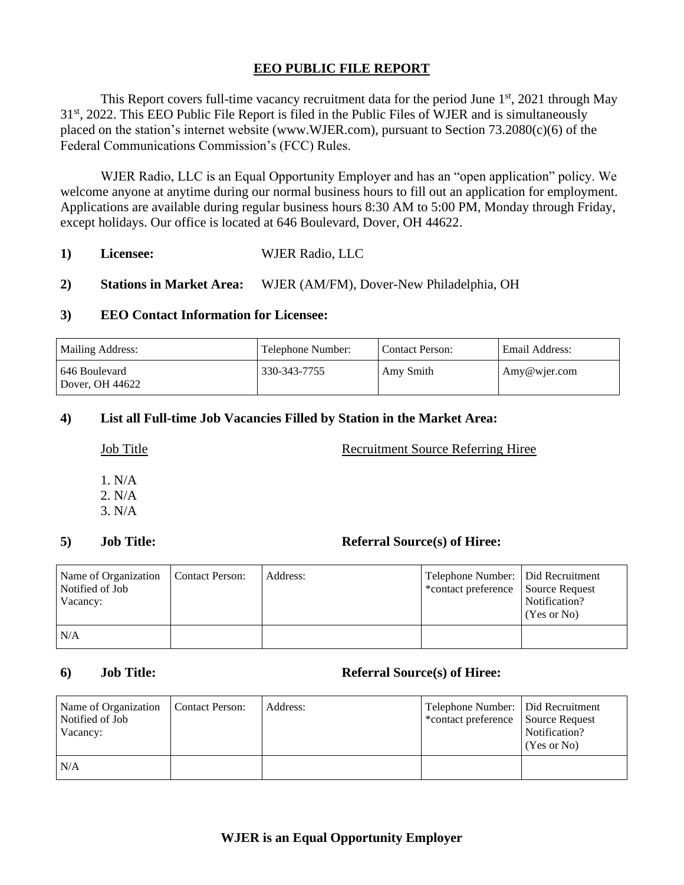# EEO PUBLIC FILE REPORT

This Report covers full-time vacancy recruitment data for the period June 1st, 2021 through May 31st, 2022. This EEO Public File Report is filed in the Public Files of WJER and is simultaneously placed on the station's internet website (www.WJER.com), pursuant to Section 73.2080(c)(6) of the Federal Communications Commission's (FCC) Rules.

WJER Radio, LLC is an Equal Opportunity Employer and has an "open application" policy. We welcome anyone at anytime during our normal business hours to fill out an application for employment. Applications are available during regular business hours 8:30 AM to 5:00 PM, Monday through Friday, except holidays. Our office is located at 646 Boulevard, Dover, OH 44622.

**1) Licensee:** WJER Radio, LLC

**2) Stations in Market Area:** WJER (AM/FM), Dover-New Philadelphia, OH

**3) EEO Contact Information for Licensee:**

| Mailing Address: | Telephone Number: | Contact Person: | Email Address: |
|---|---|---|---|
| 646 Boulevard<br>Dover, OH 44622 | 330-343-7755 | Amy Smith | Amy@wjer.com |

**4) List all Full-time Job Vacancies Filled by Station in the Market Area:**

Job Title — Recruitment Source Referring Hiree

1. N/A
2. N/A
3. N/A

**5) Job Title: Referral Source(s) of Hiree:**

| Name of Organization Notified of Job Vacancy: | Contact Person: | Address: | Telephone Number: *contact preference | Did Recruitment Source Request Notification? (Yes or No) |
|---|---|---|---|---|
| N/A | | | | |

**6) Job Title: Referral Source(s) of Hiree:**

| Name of Organization Notified of Job Vacancy: | Contact Person: | Address: | Telephone Number: *contact preference | Did Recruitment Source Request Notification? (Yes or No) |
|---|---|---|---|---|
| N/A | | | | |

**WJER is an Equal Opportunity Employer**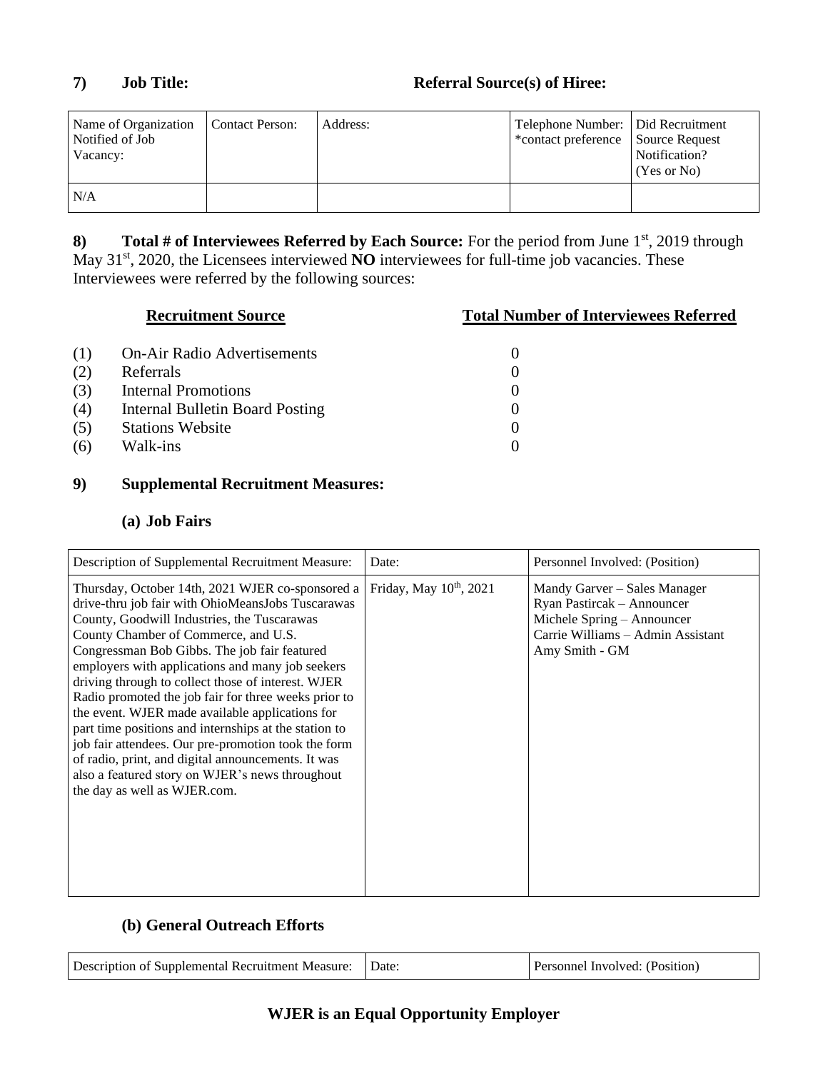**7) Job Title: Referral Source(s) of Hiree:**

| Name of Organization Notified of Job Vacancy: | Contact Person: | Address: | Telephone Number: *contact preference | Did Recruitment Source Request Notification? (Yes or No) |
|---|---|---|---|---|
| N/A | | | | |

**8) Total # of Interviewees Referred by Each Source:** For the period from June 1st, 2019 through May 31st, 2020, the Licensees interviewed **NO** interviewees for full-time job vacancies. These Interviewees were referred by the following sources:

| Recruitment Source | Total Number of Interviewees Referred |
|---|---|
| (1) On-Air Radio Advertisements | 0 |
| (2) Referrals | 0 |
| (3) Internal Promotions | 0 |
| (4) Internal Bulletin Board Posting | 0 |
| (5) Stations Website | 0 |
| (6) Walk-ins | 0 |

**9) Supplemental Recruitment Measures:**

**(a) Job Fairs**

| Description of Supplemental Recruitment Measure: | Date: | Personnel Involved: (Position) |
|---|---|---|
| Thursday, October 14th, 2021 WJER co-sponsored a drive-thru job fair with OhioMeansJobs Tuscarawas County, Goodwill Industries, the Tuscarawas County Chamber of Commerce, and U.S. Congressman Bob Gibbs. The job fair featured employers with applications and many job seekers driving through to collect those of interest. WJER Radio promoted the job fair for three weeks prior to the event. WJER made available applications for part time positions and internships at the station to job fair attendees. Our pre-promotion took the form of radio, print, and digital announcements. It was also a featured story on WJER's news throughout the day as well as WJER.com. | Friday, May 10th, 2021 | Mandy Garver – Sales Manager<br>Ryan Pastircak – Announcer<br>Michele Spring – Announcer<br>Carrie Williams – Admin Assistant<br>Amy Smith - GM |

**(b) General Outreach Efforts**

| Description of Supplemental Recruitment Measure: | Date: | Personnel Involved: (Position) |
|---|---|---|

**WJER is an Equal Opportunity Employer**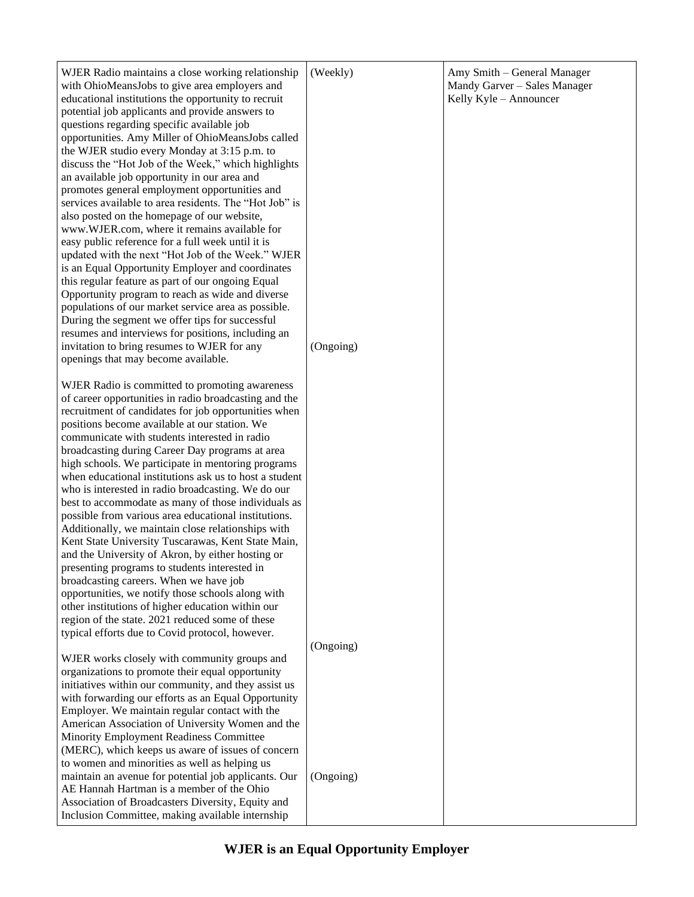| | | |
|---|---|---|
| WJER Radio maintains a close working relationship with OhioMeansJobs to give area employers and educational institutions the opportunity to recruit potential job applicants and provide answers to questions regarding specific available job opportunities. Amy Miller of OhioMeansJobs called the WJER studio every Monday at 3:15 p.m. to discuss the "Hot Job of the Week," which highlights an available job opportunity in our area and promotes general employment opportunities and services available to area residents. The "Hot Job" is also posted on the homepage of our website, www.WJER.com, where it remains available for easy public reference for a full week until it is updated with the next "Hot Job of the Week." WJER is an Equal Opportunity Employer and coordinates this regular feature as part of our ongoing Equal Opportunity program to reach as wide and diverse populations of our market service area as possible. During the segment we offer tips for successful resumes and interviews for positions, including an invitation to bring resumes to WJER for any openings that may become available.<br><br>WJER Radio is committed to promoting awareness of career opportunities in radio broadcasting and the recruitment of candidates for job opportunities when positions become available at our station. We communicate with students interested in radio broadcasting during Career Day programs at area high schools. We participate in mentoring programs when educational institutions ask us to host a student who is interested in radio broadcasting. We do our best to accommodate as many of those individuals as possible from various area educational institutions. Additionally, we maintain close relationships with Kent State University Tuscarawas, Kent State Main, and the University of Akron, by either hosting or presenting programs to students interested in broadcasting careers. When we have job opportunities, we notify those schools along with other institutions of higher education within our region of the state. 2021 reduced some of these typical efforts due to Covid protocol, however.<br><br>WJER works closely with community groups and organizations to promote their equal opportunity initiatives within our community, and they assist us with forwarding our efforts as an Equal Opportunity Employer. We maintain regular contact with the American Association of University Women and the Minority Employment Readiness Committee (MERC), which keeps us aware of issues of concern to women and minorities as well as helping us maintain an avenue for potential job applicants. Our AE Hannah Hartman is a member of the Ohio Association of Broadcasters Diversity, Equity and Inclusion Committee, making available internship | (Weekly)<br><br>(Ongoing)<br><br>(Ongoing)<br><br>(Ongoing) | Amy Smith – General Manager<br>Mandy Garver – Sales Manager<br>Kelly Kyle – Announcer |

**WJER is an Equal Opportunity Employer**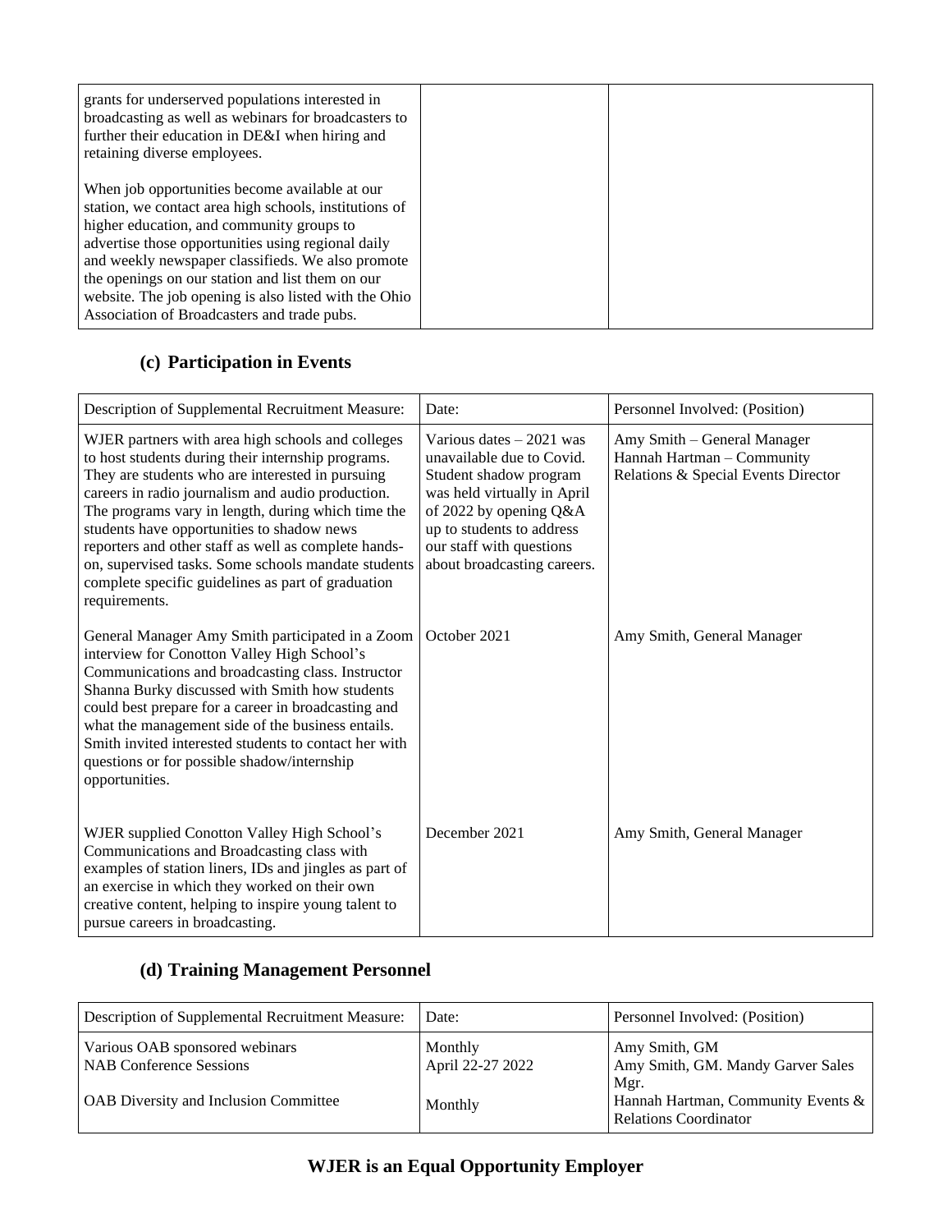| | | |
|---|---|---|
| grants for underserved populations interested in broadcasting as well as webinars for broadcasters to further their education in DE&I when hiring and retaining diverse employees.<br><br>When job opportunities become available at our station, we contact area high schools, institutions of higher education, and community groups to advertise those opportunities using regional daily and weekly newspaper classifieds. We also promote the openings on our station and list them on our website. The job opening is also listed with the Ohio Association of Broadcasters and trade pubs. | | |

### (c) Participation in Events

| Description of Supplemental Recruitment Measure: | Date: | Personnel Involved: (Position) |
|---|---|---|
| WJER partners with area high schools and colleges to host students during their internship programs. They are students who are interested in pursuing careers in radio journalism and audio production. The programs vary in length, during which time the students have opportunities to shadow news reporters and other staff as well as complete hands-on, supervised tasks. Some schools mandate students complete specific guidelines as part of graduation requirements. | Various dates – 2021 was unavailable due to Covid. Student shadow program was held virtually in April of 2022 by opening Q&A up to students to address our staff with questions about broadcasting careers. | Amy Smith – General Manager<br>Hannah Hartman – Community Relations & Special Events Director |
| General Manager Amy Smith participated in a Zoom interview for Conotton Valley High School's Communications and broadcasting class. Instructor Shanna Burky discussed with Smith how students could best prepare for a career in broadcasting and what the management side of the business entails. Smith invited interested students to contact her with questions or for possible shadow/internship opportunities. | October 2021 | Amy Smith, General Manager |
| WJER supplied Conotton Valley High School's Communications and Broadcasting class with examples of station liners, IDs and jingles as part of an exercise in which they worked on their own creative content, helping to inspire young talent to pursue careers in broadcasting. | December 2021 | Amy Smith, General Manager |

### (d) Training Management Personnel

| Description of Supplemental Recruitment Measure: | Date: | Personnel Involved: (Position) |
|---|---|---|
| Various OAB sponsored webinars | Monthly | Amy Smith, GM |
| NAB Conference Sessions | April 22-27 2022 | Amy Smith, GM. Mandy Garver Sales Mgr. |
| OAB Diversity and Inclusion Committee | Monthly | Hannah Hartman, Community Events & Relations Coordinator |

**WJER is an Equal Opportunity Employer**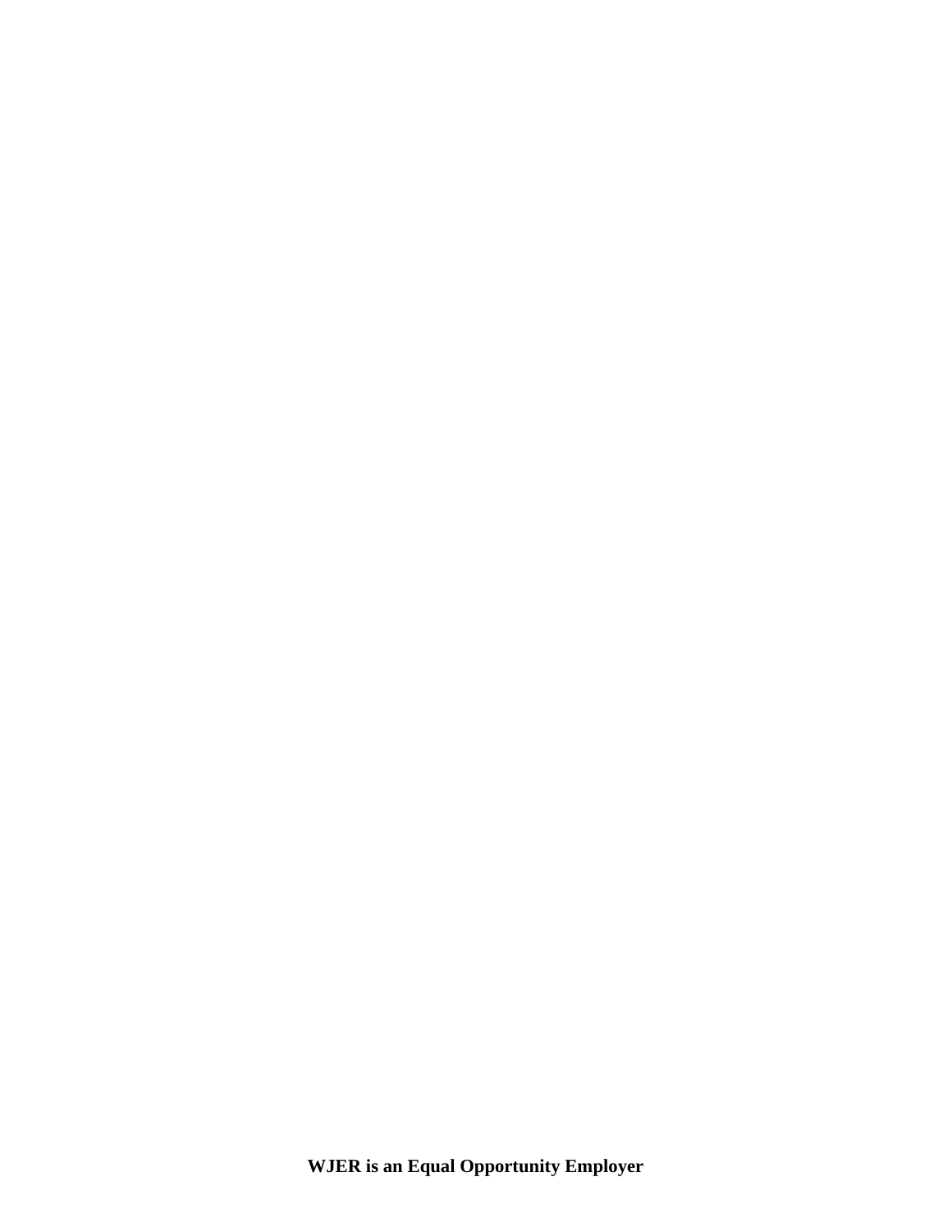**WJER is an Equal Opportunity Employer**